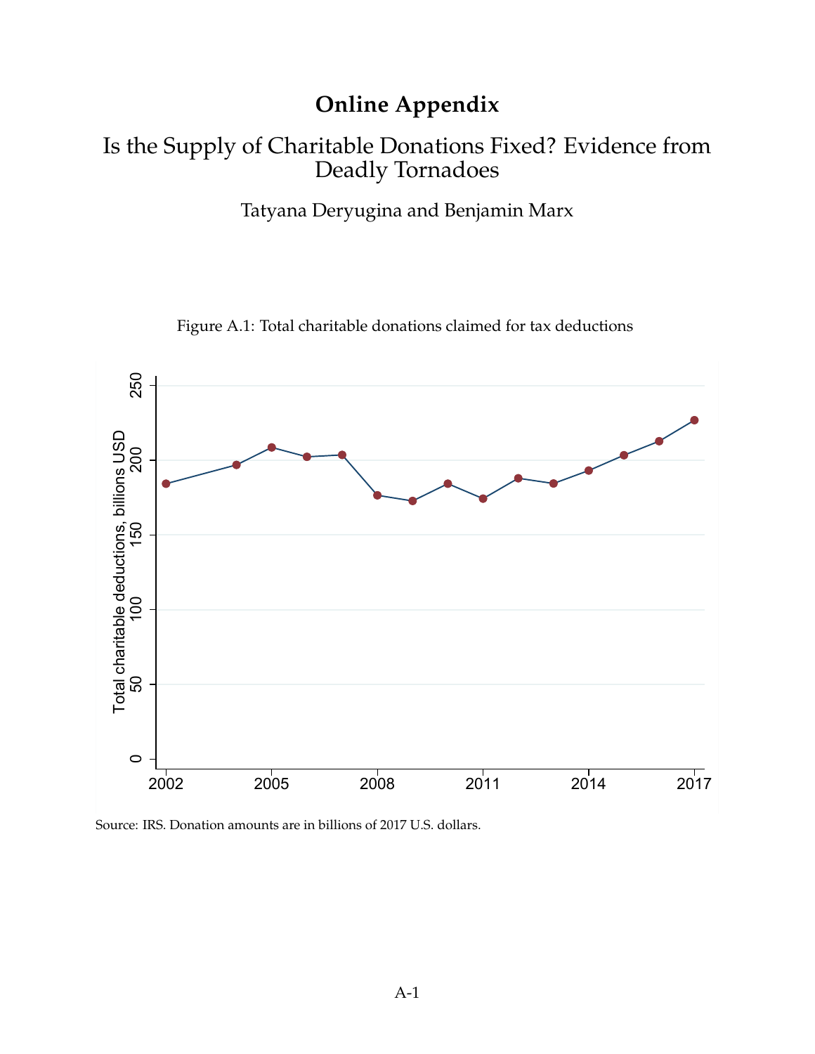# Online Appendix

## Is the Supply of Charitable Donations Fixed? Evidence from Deadly Tornadoes

Tatyana Deryugina and Benjamin Marx

Figure A.1: Total charitable donations claimed for tax deductions

Source: IRS. Donation amounts are in billions of 2017 U.S. dollars.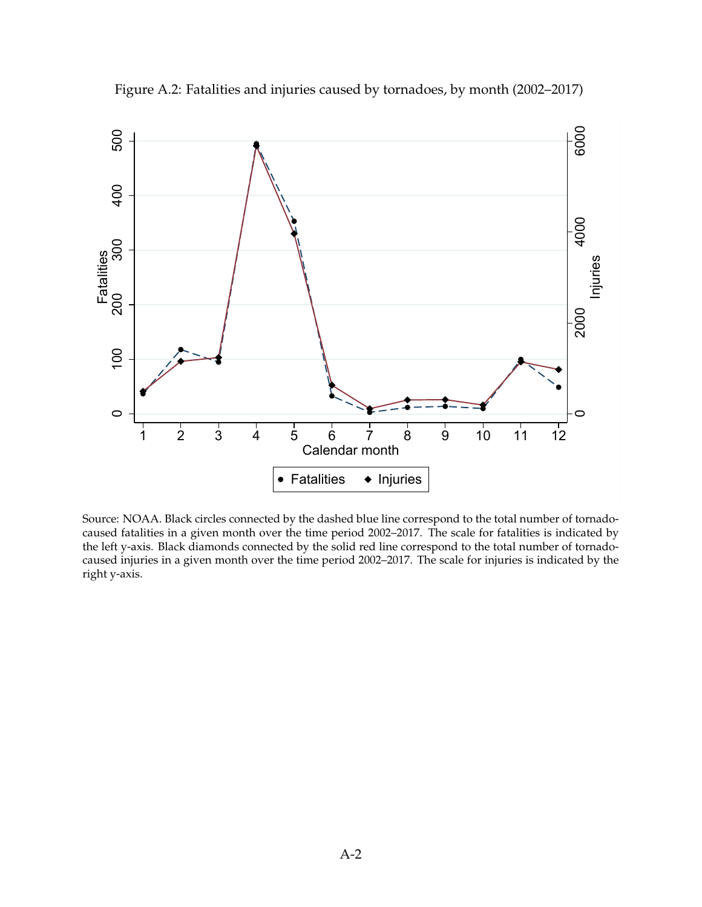Figure A.2: Fatalities and injuries caused by tornadoes, by month (2002–2017)

Source: NOAA. Black circles connected by the dashed blue line correspond to the total number of tornado-caused fatalities in a given month over the time period 2002–2017. The scale for fatalities is indicated by the left y-axis. Black diamonds connected by the solid red line correspond to the total number of tornado-caused injuries in a given month over the time period 2002–2017. The scale for injuries is indicated by the right y-axis.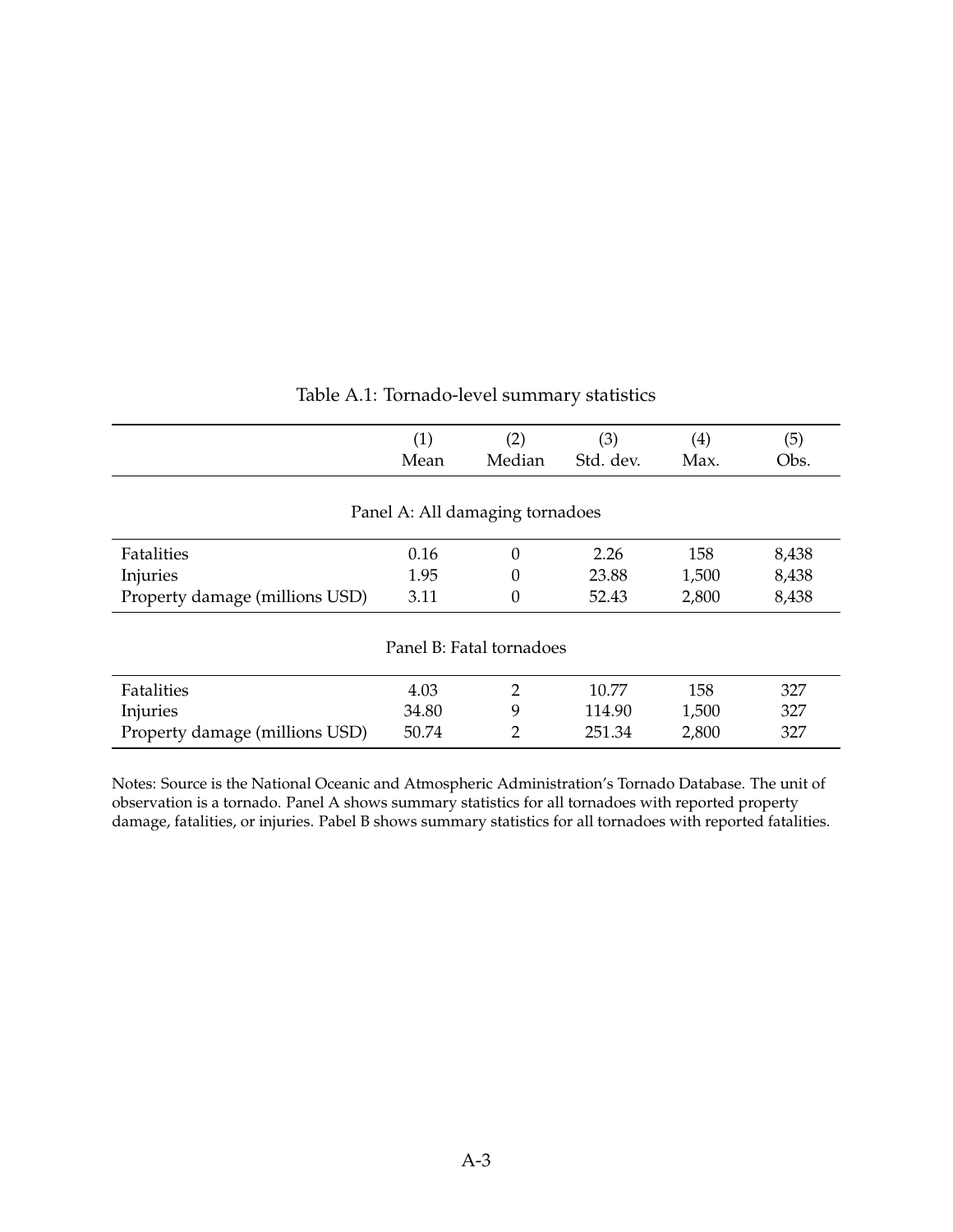Table A.1: Tornado-level summary statistics

| | (1) Mean | (2) Median | (3) Std. dev. | (4) Max. | (5) Obs. |
|---|---|---|---|---|---|
| Panel A: All damaging tornadoes | | | | | |
| Fatalities | 0.16 | 0 | 2.26 | 158 | 8,438 |
| Injuries | 1.95 | 0 | 23.88 | 1,500 | 8,438 |
| Property damage (millions USD) | 3.11 | 0 | 52.43 | 2,800 | 8,438 |
| Panel B: Fatal tornadoes | | | | | |
| Fatalities | 4.03 | 2 | 10.77 | 158 | 327 |
| Injuries | 34.80 | 9 | 114.90 | 1,500 | 327 |
| Property damage (millions USD) | 50.74 | 2 | 251.34 | 2,800 | 327 |

Notes: Source is the National Oceanic and Atmospheric Administration's Tornado Database. The unit of observation is a tornado. Panel A shows summary statistics for all tornadoes with reported property damage, fatalities, or injuries. Pabel B shows summary statistics for all tornadoes with reported fatalities.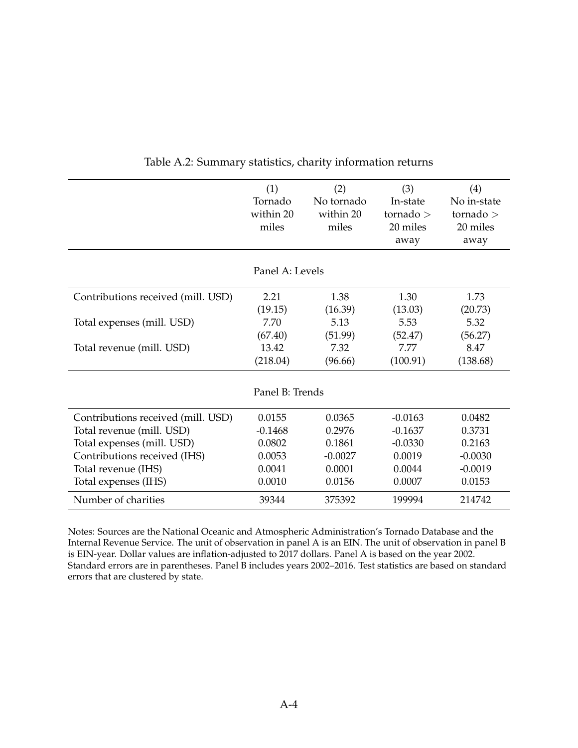Table A.2: Summary statistics, charity information returns

| | (1) Tornado within 20 miles | (2) No tornado within 20 miles | (3) In-state tornado > 20 miles away | (4) No in-state tornado > 20 miles away |
|---|---|---|---|---|
| **Panel A: Levels** | | | | |
| Contributions received (mill. USD) | 2.21 | 1.38 | 1.30 | 1.73 |
| | (19.15) | (16.39) | (13.03) | (20.73) |
| Total expenses (mill. USD) | 7.70 | 5.13 | 5.53 | 5.32 |
| | (67.40) | (51.99) | (52.47) | (56.27) |
| Total revenue (mill. USD) | 13.42 | 7.32 | 7.77 | 8.47 |
| | (218.04) | (96.66) | (100.91) | (138.68) |
| **Panel B: Trends** | | | | |
| Contributions received (mill. USD) | 0.0155 | 0.0365 | -0.0163 | 0.0482 |
| Total revenue (mill. USD) | -0.1468 | 0.2976 | -0.1637 | 0.3731 |
| Total expenses (mill. USD) | 0.0802 | 0.1861 | -0.0330 | 0.2163 |
| Contributions received (IHS) | 0.0053 | -0.0027 | 0.0019 | -0.0030 |
| Total revenue (IHS) | 0.0041 | 0.0001 | 0.0044 | -0.0019 |
| Total expenses (IHS) | 0.0010 | 0.0156 | 0.0007 | 0.0153 |
| Number of charities | 39344 | 375392 | 199994 | 214742 |

Notes: Sources are the National Oceanic and Atmospheric Administration's Tornado Database and the Internal Revenue Service. The unit of observation in panel A is an EIN. The unit of observation in panel B is EIN-year. Dollar values are inflation-adjusted to 2017 dollars. Panel A is based on the year 2002. Standard errors are in parentheses. Panel B includes years 2002–2016. Test statistics are based on standard errors that are clustered by state.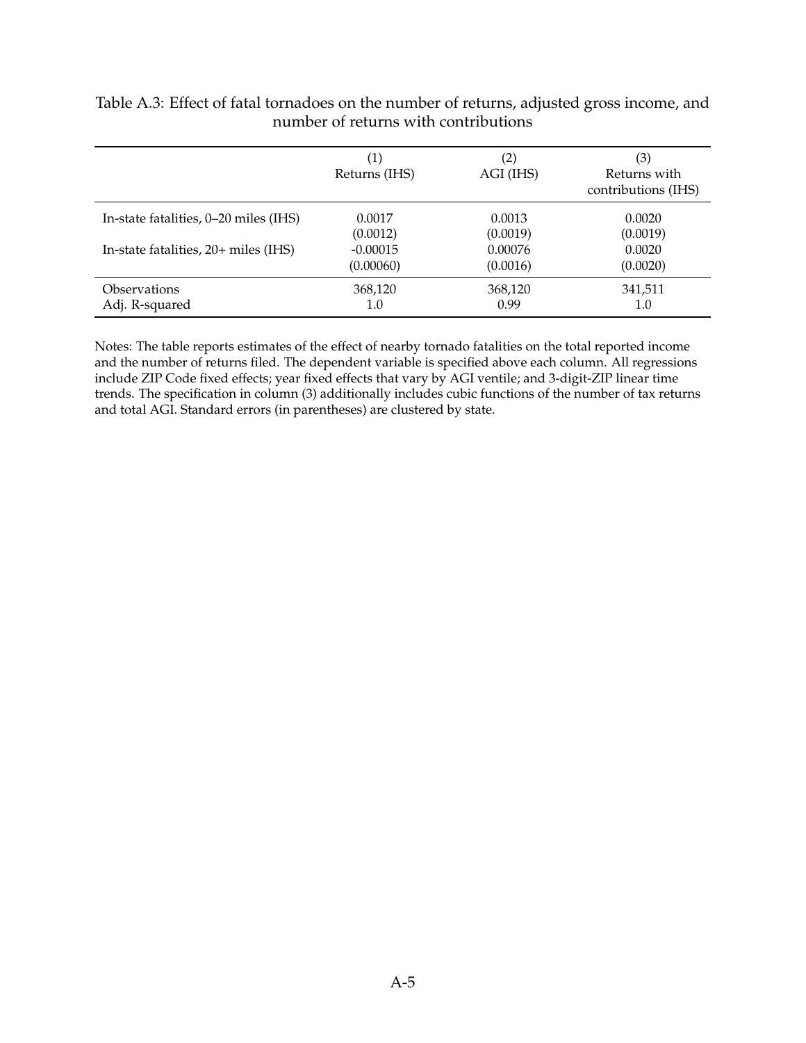Table A.3: Effect of fatal tornadoes on the number of returns, adjusted gross income, and number of returns with contributions

| | (1) Returns (IHS) | (2) AGI (IHS) | (3) Returns with contributions (IHS) |
|---|---|---|---|
| In-state fatalities, 0–20 miles (IHS) | 0.0017 | 0.0013 | 0.0020 |
| | (0.0012) | (0.0019) | (0.0019) |
| In-state fatalities, 20+ miles (IHS) | -0.00015 | 0.00076 | 0.0020 |
| | (0.00060) | (0.0016) | (0.0020) |
| Observations | 368,120 | 368,120 | 341,511 |
| Adj. R-squared | 1.0 | 0.99 | 1.0 |

Notes: The table reports estimates of the effect of nearby tornado fatalities on the total reported income and the number of returns filed. The dependent variable is specified above each column. All regressions include ZIP Code fixed effects; year fixed effects that vary by AGI ventile; and 3-digit-ZIP linear time trends. The specification in column (3) additionally includes cubic functions of the number of tax returns and total AGI. Standard errors (in parentheses) are clustered by state.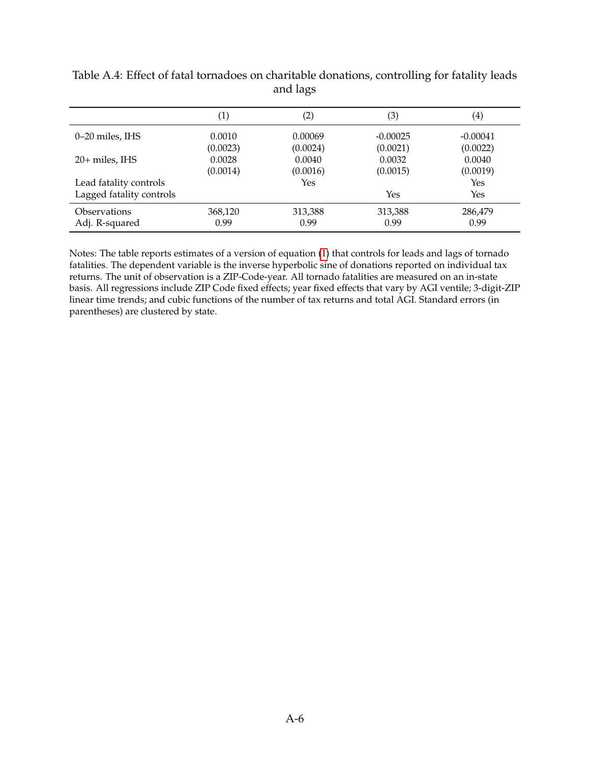Table A.4: Effect of fatal tornadoes on charitable donations, controlling for fatality leads and lags

| | (1) | (2) | (3) | (4) |
|---|---|---|---|---|
| 0–20 miles, IHS | 0.0010 | 0.00069 | -0.00025 | -0.00041 |
| | (0.0023) | (0.0024) | (0.0021) | (0.0022) |
| 20+ miles, IHS | 0.0028 | 0.0040 | 0.0032 | 0.0040 |
| | (0.0014) | (0.0016) | (0.0015) | (0.0019) |
| Lead fatality controls | | Yes | | Yes |
| Lagged fatality controls | | | Yes | Yes |
| Observations | 368,120 | 313,388 | 313,388 | 286,479 |
| Adj. R-squared | 0.99 | 0.99 | 0.99 | 0.99 |

Notes: The table reports estimates of a version of equation (1) that controls for leads and lags of tornado fatalities. The dependent variable is the inverse hyperbolic sine of donations reported on individual tax returns. The unit of observation is a ZIP-Code-year. All tornado fatalities are measured on an in-state basis. All regressions include ZIP Code fixed effects; year fixed effects that vary by AGI ventile; 3-digit-ZIP linear time trends; and cubic functions of the number of tax returns and total AGI. Standard errors (in parentheses) are clustered by state.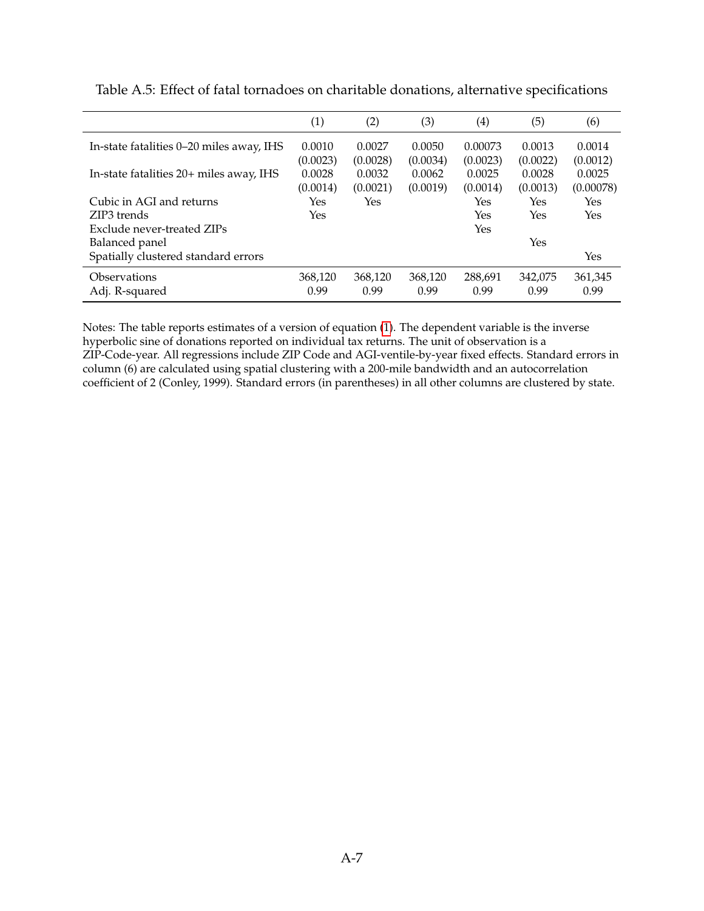Table A.5: Effect of fatal tornadoes on charitable donations, alternative specifications

| | (1) | (2) | (3) | (4) | (5) | (6) |
|---|---|---|---|---|---|---|
| In-state fatalities 0–20 miles away, IHS | 0.0010 | 0.0027 | 0.0050 | 0.00073 | 0.0013 | 0.0014 |
| | (0.0023) | (0.0028) | (0.0034) | (0.0023) | (0.0022) | (0.0012) |
| In-state fatalities 20+ miles away, IHS | 0.0028 | 0.0032 | 0.0062 | 0.0025 | 0.0028 | 0.0025 |
| | (0.0014) | (0.0021) | (0.0019) | (0.0014) | (0.0013) | (0.00078) |
| Cubic in AGI and returns | Yes | Yes | | Yes | Yes | Yes |
| ZIP3 trends | Yes | | | Yes | Yes | Yes |
| Exclude never-treated ZIPs | | | | Yes | | |
| Balanced panel | | | | | Yes | |
| Spatially clustered standard errors | | | | | | Yes |
| Observations | 368,120 | 368,120 | 368,120 | 288,691 | 342,075 | 361,345 |
| Adj. R-squared | 0.99 | 0.99 | 0.99 | 0.99 | 0.99 | 0.99 |

Notes: The table reports estimates of a version of equation (1). The dependent variable is the inverse hyperbolic sine of donations reported on individual tax returns. The unit of observation is a ZIP-Code-year. All regressions include ZIP Code and AGI-ventile-by-year fixed effects. Standard errors in column (6) are calculated using spatial clustering with a 200-mile bandwidth and an autocorrelation coefficient of 2 (Conley, 1999). Standard errors (in parentheses) in all other columns are clustered by state.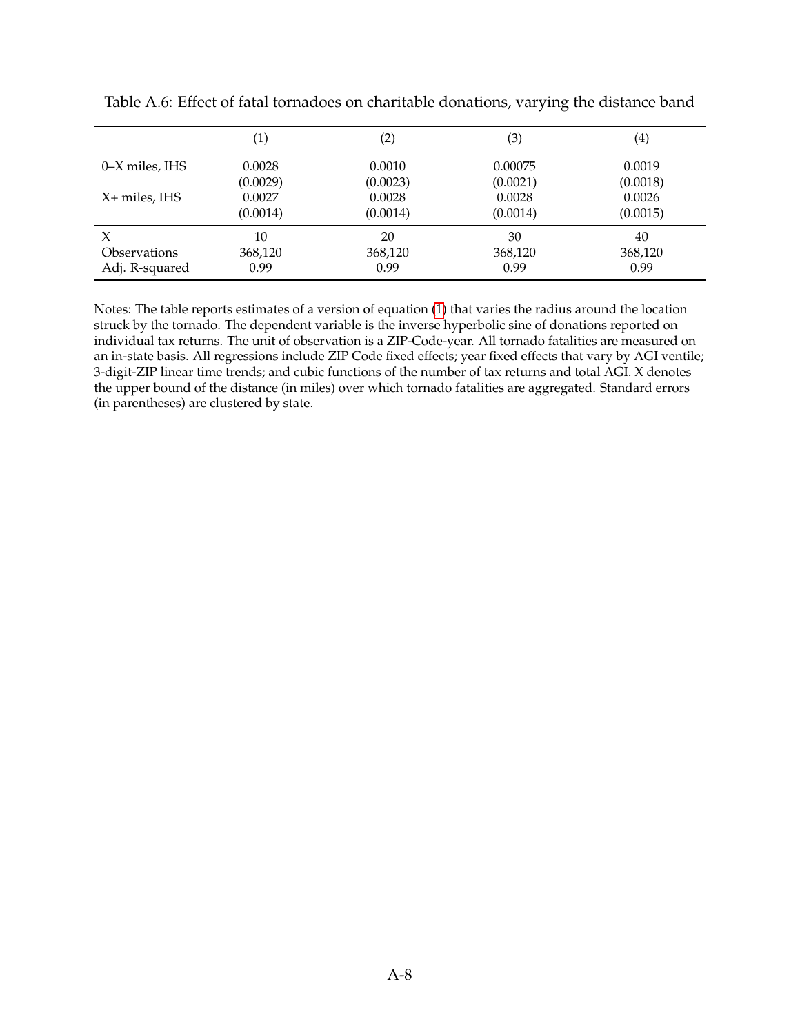Table A.6: Effect of fatal tornadoes on charitable donations, varying the distance band

| | (1) | (2) | (3) | (4) |
|---|---|---|---|---|
| 0–X miles, IHS | 0.0028 | 0.0010 | 0.00075 | 0.0019 |
| | (0.0029) | (0.0023) | (0.0021) | (0.0018) |
| X+ miles, IHS | 0.0027 | 0.0028 | 0.0028 | 0.0026 |
| | (0.0014) | (0.0014) | (0.0014) | (0.0015) |
| X | 10 | 20 | 30 | 40 |
| Observations | 368,120 | 368,120 | 368,120 | 368,120 |
| Adj. R-squared | 0.99 | 0.99 | 0.99 | 0.99 |

Notes: The table reports estimates of a version of equation (1) that varies the radius around the location struck by the tornado. The dependent variable is the inverse hyperbolic sine of donations reported on individual tax returns. The unit of observation is a ZIP-Code-year. All tornado fatalities are measured on an in-state basis. All regressions include ZIP Code fixed effects; year fixed effects that vary by AGI ventile; 3-digit-ZIP linear time trends; and cubic functions of the number of tax returns and total AGI. X denotes the upper bound of the distance (in miles) over which tornado fatalities are aggregated. Standard errors (in parentheses) are clustered by state.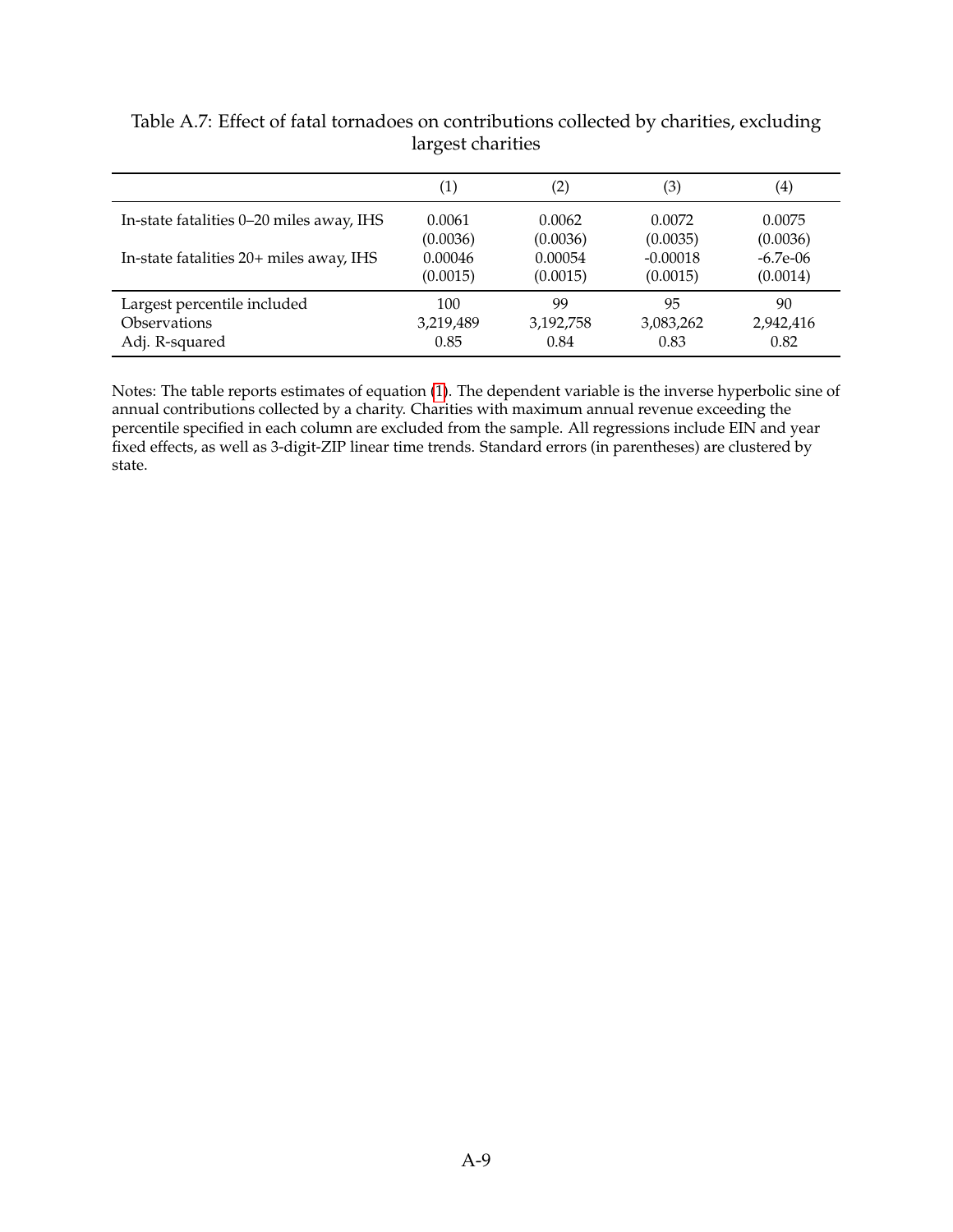Table A.7: Effect of fatal tornadoes on contributions collected by charities, excluding largest charities

| | (1) | (2) | (3) | (4) |
|---|---|---|---|---|
| In-state fatalities 0–20 miles away, IHS | 0.0061 | 0.0062 | 0.0072 | 0.0075 |
| | (0.0036) | (0.0036) | (0.0035) | (0.0036) |
| In-state fatalities 20+ miles away, IHS | 0.00046 | 0.00054 | -0.00018 | -6.7e-06 |
| | (0.0015) | (0.0015) | (0.0015) | (0.0014) |
| Largest percentile included | 100 | 99 | 95 | 90 |
| Observations | 3,219,489 | 3,192,758 | 3,083,262 | 2,942,416 |
| Adj. R-squared | 0.85 | 0.84 | 0.83 | 0.82 |

Notes: The table reports estimates of equation (1). The dependent variable is the inverse hyperbolic sine of annual contributions collected by a charity. Charities with maximum annual revenue exceeding the percentile specified in each column are excluded from the sample. All regressions include EIN and year fixed effects, as well as 3-digit-ZIP linear time trends. Standard errors (in parentheses) are clustered by state.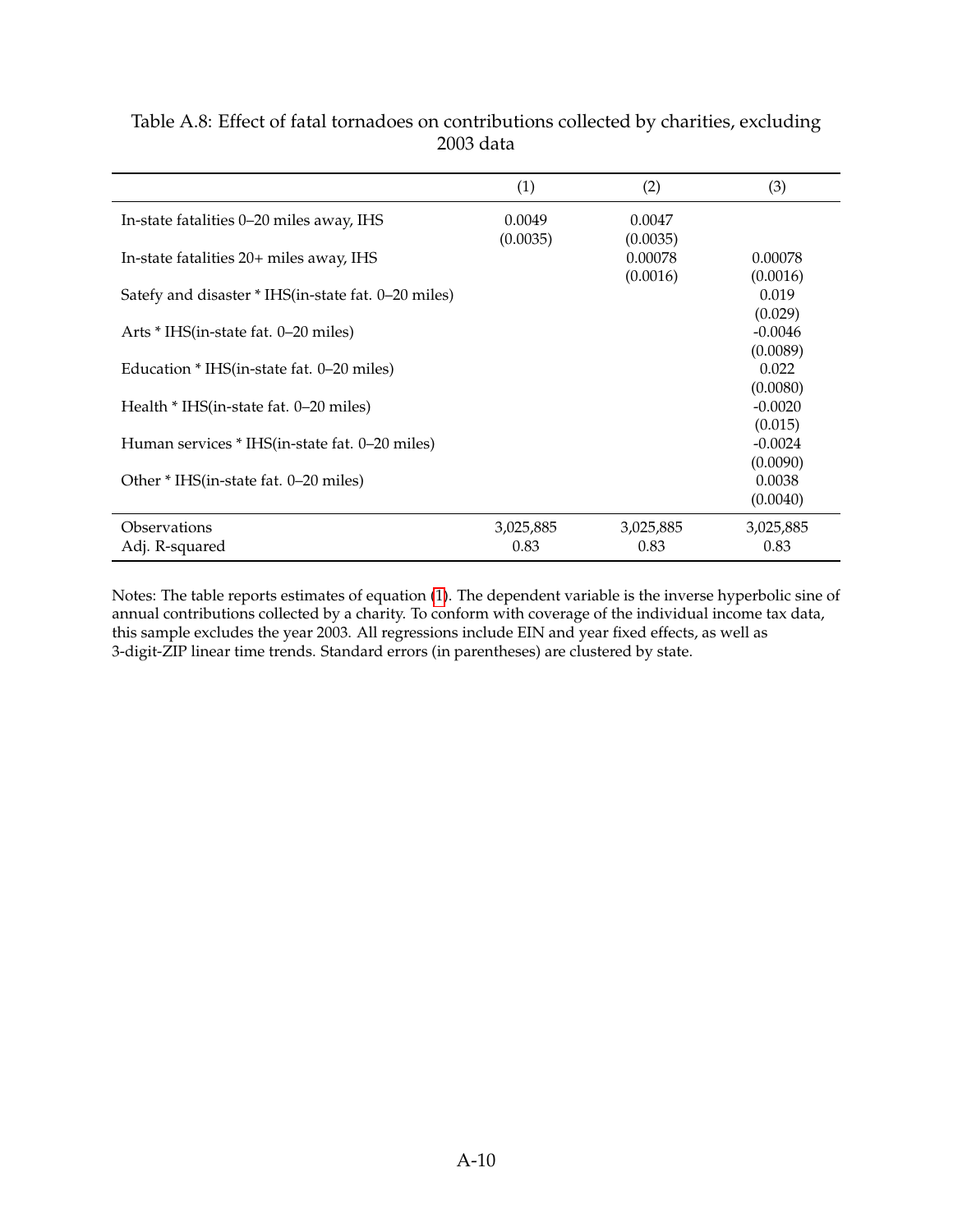Table A.8: Effect of fatal tornadoes on contributions collected by charities, excluding 2003 data

| | (1) | (2) | (3) |
|---|---|---|---|
| In-state fatalities 0–20 miles away, IHS | 0.0049 | 0.0047 | |
| | (0.0035) | (0.0035) | |
| In-state fatalities 20+ miles away, IHS | | 0.00078 | 0.00078 |
| | | (0.0016) | (0.0016) |
| Satefy and disaster * IHS(in-state fat. 0–20 miles) | | | 0.019 |
| | | | (0.029) |
| Arts * IHS(in-state fat. 0–20 miles) | | | -0.0046 |
| | | | (0.0089) |
| Education * IHS(in-state fat. 0–20 miles) | | | 0.022 |
| | | | (0.0080) |
| Health * IHS(in-state fat. 0–20 miles) | | | -0.0020 |
| | | | (0.015) |
| Human services * IHS(in-state fat. 0–20 miles) | | | -0.0024 |
| | | | (0.0090) |
| Other * IHS(in-state fat. 0–20 miles) | | | 0.0038 |
| | | | (0.0040) |
| Observations | 3,025,885 | 3,025,885 | 3,025,885 |
| Adj. R-squared | 0.83 | 0.83 | 0.83 |

Notes: The table reports estimates of equation (1). The dependent variable is the inverse hyperbolic sine of annual contributions collected by a charity. To conform with coverage of the individual income tax data, this sample excludes the year 2003. All regressions include EIN and year fixed effects, as well as 3-digit-ZIP linear time trends. Standard errors (in parentheses) are clustered by state.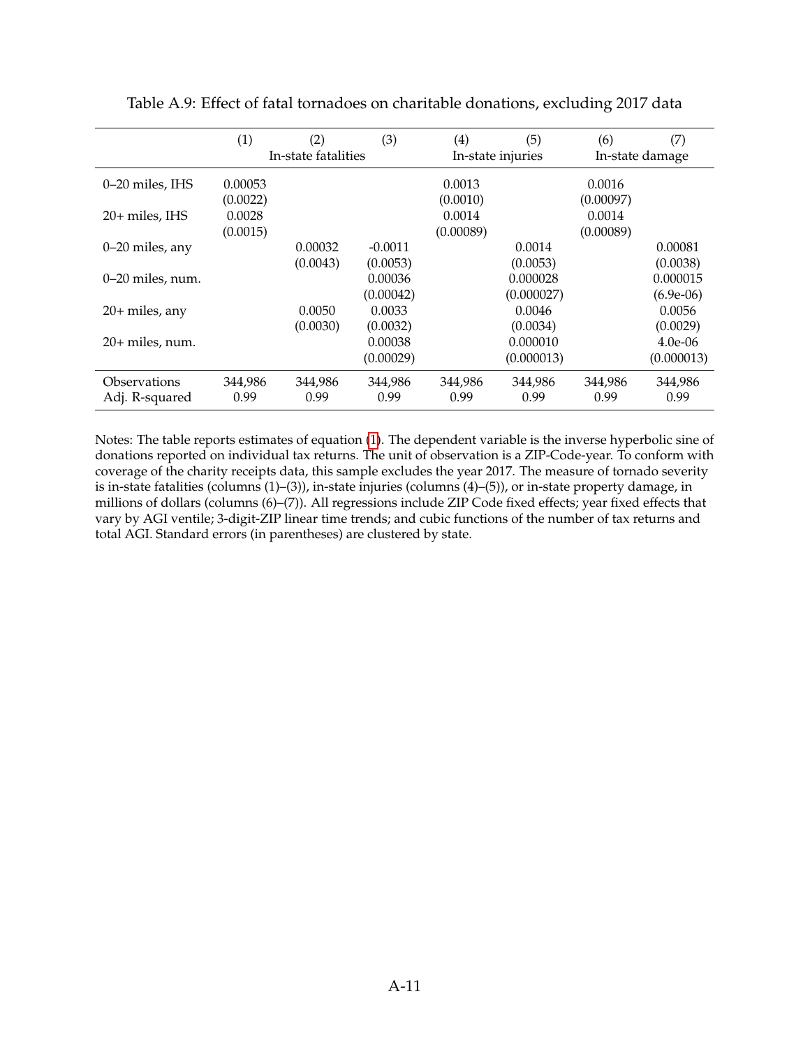Table A.9: Effect of fatal tornadoes on charitable donations, excluding 2017 data

| | (1) | (2) | (3) | (4) | (5) | (6) | (7) |
|---|---|---|---|---|---|---|---|
| | In-state fatalities | | | In-state injuries | | In-state damage | |
| 0–20 miles, IHS | 0.00053 | | | 0.0013 | | 0.0016 | |
| | (0.0022) | | | (0.0010) | | (0.00097) | |
| 20+ miles, IHS | 0.0028 | | | 0.0014 | | 0.0014 | |
| | (0.0015) | | | (0.00089) | | (0.00089) | |
| 0–20 miles, any | | 0.00032 | -0.0011 | | 0.0014 | | 0.00081 |
| | | (0.0043) | (0.0053) | | (0.0053) | | (0.0038) |
| 0–20 miles, num. | | | 0.00036 | | 0.000028 | | 0.000015 |
| | | | (0.00042) | | (0.000027) | | (6.9e-06) |
| 20+ miles, any | | 0.0050 | 0.0033 | | 0.0046 | | 0.0056 |
| | | (0.0030) | (0.0032) | | (0.0034) | | (0.0029) |
| 20+ miles, num. | | | 0.00038 | | 0.000010 | | 4.0e-06 |
| | | | (0.00029) | | (0.000013) | | (0.000013) |
| Observations | 344,986 | 344,986 | 344,986 | 344,986 | 344,986 | 344,986 | 344,986 |
| Adj. R-squared | 0.99 | 0.99 | 0.99 | 0.99 | 0.99 | 0.99 | 0.99 |

Notes: The table reports estimates of equation (1). The dependent variable is the inverse hyperbolic sine of donations reported on individual tax returns. The unit of observation is a ZIP-Code-year. To conform with coverage of the charity receipts data, this sample excludes the year 2017. The measure of tornado severity is in-state fatalities (columns (1)–(3)), in-state injuries (columns (4)–(5)), or in-state property damage, in millions of dollars (columns (6)–(7)). All regressions include ZIP Code fixed effects; year fixed effects that vary by AGI ventile; 3-digit-ZIP linear time trends; and cubic functions of the number of tax returns and total AGI. Standard errors (in parentheses) are clustered by state.